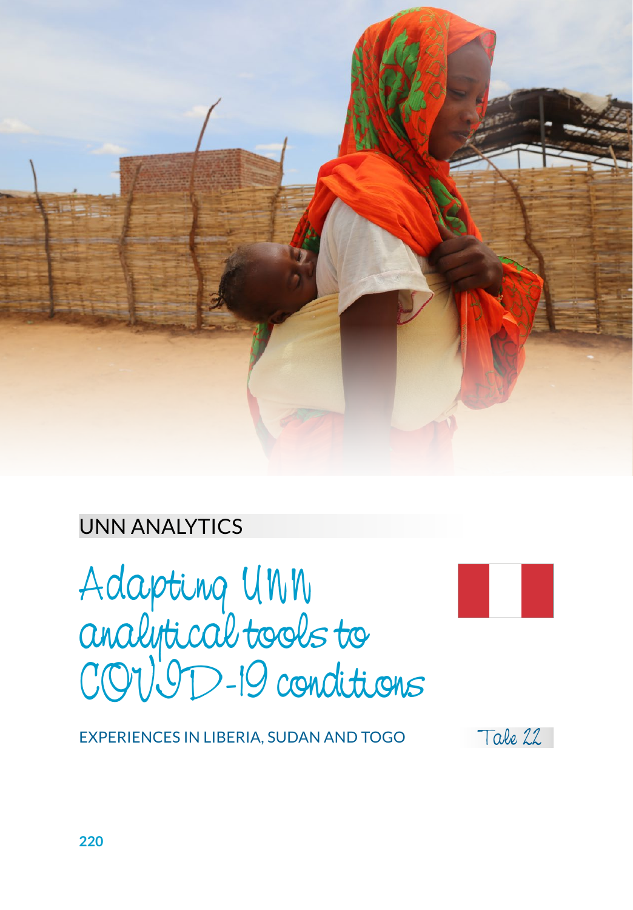UNN ANALYTICS

# Adapting UNN analytical tools to COVID-19 conditions

EXPERIENCES IN LIBERIA, SUDAN AND TOGO

Tale 22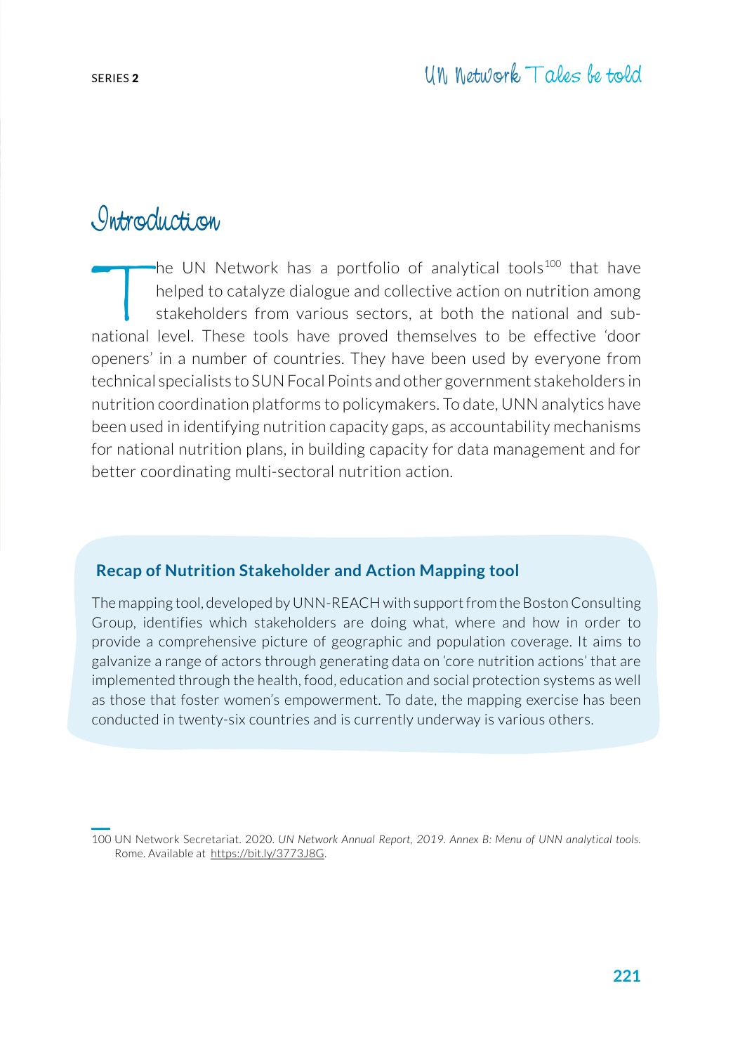# Introduction

The UN Network has a portfolio of analytical tools[100] that have helped to catalyze dialogue and collective action on nutrition among stakeholders from various sectors, at both the national and sub-national level. These tools have proved themselves to be effective 'door openers' in a number of countries. They have been used by everyone from technical specialists to SUN Focal Points and other government stakeholders in nutrition coordination platforms to policymakers. To date, UNN analytics have been used in identifying nutrition capacity gaps, as accountability mechanisms for national nutrition plans, in building capacity for data management and for better coordinating multi-sectoral nutrition action.

**Recap of Nutrition Stakeholder and Action Mapping tool**

The mapping tool, developed by UNN-REACH with support from the Boston Consulting Group, identifies which stakeholders are doing what, where and how in order to provide a comprehensive picture of geographic and population coverage. It aims to galvanize a range of actors through generating data on 'core nutrition actions' that are implemented through the health, food, education and social protection systems as well as those that foster women's empowerment. To date, the mapping exercise has been conducted in twenty-six countries and is currently underway is various others.

100 UN Network Secretariat. 2020. *UN Network Annual Report, 2019. Annex B: Menu of UNN analytical tools.* Rome. Available at https://bit.ly/3773J8G.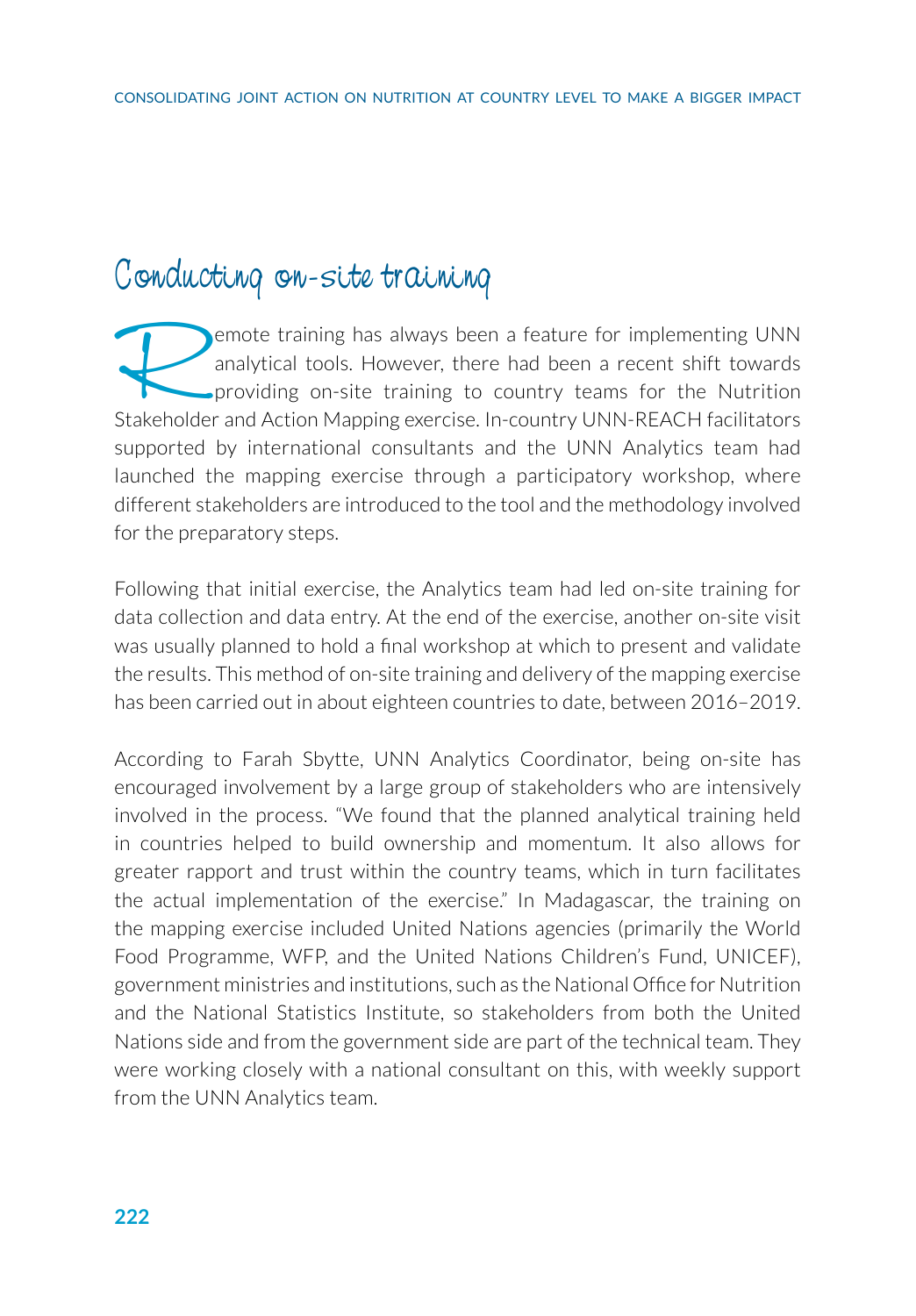## Conducting on-site training

Remote training has always been a feature for implementing UNN analytical tools. However, there had been a recent shift towards providing on-site training to country teams for the Nutrition Stakeholder and Action Mapping exercise. In-country UNN-REACH facilitators supported by international consultants and the UNN Analytics team had launched the mapping exercise through a participatory workshop, where different stakeholders are introduced to the tool and the methodology involved for the preparatory steps.

Following that initial exercise, the Analytics team had led on-site training for data collection and data entry. At the end of the exercise, another on-site visit was usually planned to hold a final workshop at which to present and validate the results. This method of on-site training and delivery of the mapping exercise has been carried out in about eighteen countries to date, between 2016–2019.

According to Farah Sbytte, UNN Analytics Coordinator, being on-site has encouraged involvement by a large group of stakeholders who are intensively involved in the process. "We found that the planned analytical training held in countries helped to build ownership and momentum. It also allows for greater rapport and trust within the country teams, which in turn facilitates the actual implementation of the exercise." In Madagascar, the training on the mapping exercise included United Nations agencies (primarily the World Food Programme, WFP, and the United Nations Children's Fund, UNICEF), government ministries and institutions, such as the National Office for Nutrition and the National Statistics Institute, so stakeholders from both the United Nations side and from the government side are part of the technical team. They were working closely with a national consultant on this, with weekly support from the UNN Analytics team.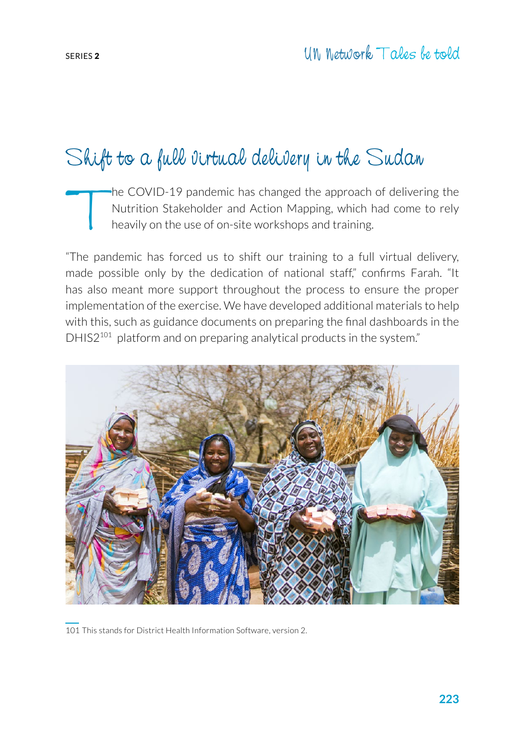# Shift to a full virtual delivery in the Sudan

The COVID-19 pandemic has changed the approach of delivering the Nutrition Stakeholder and Action Mapping, which had come to rely heavily on the use of on-site workshops and training.

"The pandemic has forced us to shift our training to a full virtual delivery, made possible only by the dedication of national staff," confirms Farah. "It has also meant more support throughout the process to ensure the proper implementation of the exercise. We have developed additional materials to help with this, such as guidance documents on preparing the final dashboards in the DHIS2[101] platform and on preparing analytical products in the system."

101 This stands for District Health Information Software, version 2.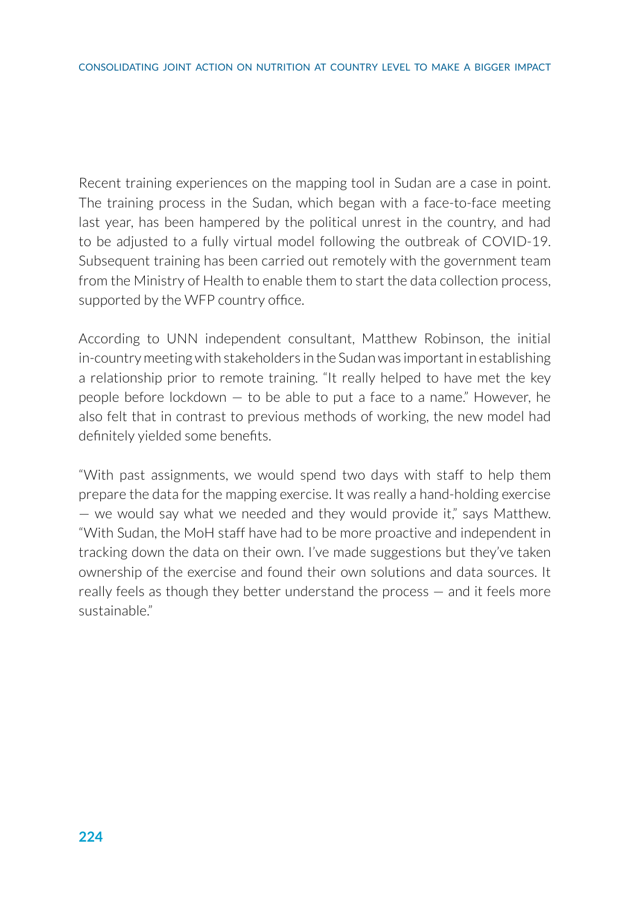Recent training experiences on the mapping tool in Sudan are a case in point. The training process in the Sudan, which began with a face-to-face meeting last year, has been hampered by the political unrest in the country, and had to be adjusted to a fully virtual model following the outbreak of COVID-19. Subsequent training has been carried out remotely with the government team from the Ministry of Health to enable them to start the data collection process, supported by the WFP country office.

According to UNN independent consultant, Matthew Robinson, the initial in-country meeting with stakeholders in the Sudan was important in establishing a relationship prior to remote training. “It really helped to have met the key people before lockdown — to be able to put a face to a name.” However, he also felt that in contrast to previous methods of working, the new model had definitely yielded some benefits.

“With past assignments, we would spend two days with staff to help them prepare the data for the mapping exercise. It was really a hand-holding exercise — we would say what we needed and they would provide it,” says Matthew. “With Sudan, the MoH staff have had to be more proactive and independent in tracking down the data on their own. I’ve made suggestions but they’ve taken ownership of the exercise and found their own solutions and data sources. It really feels as though they better understand the process — and it feels more sustainable.”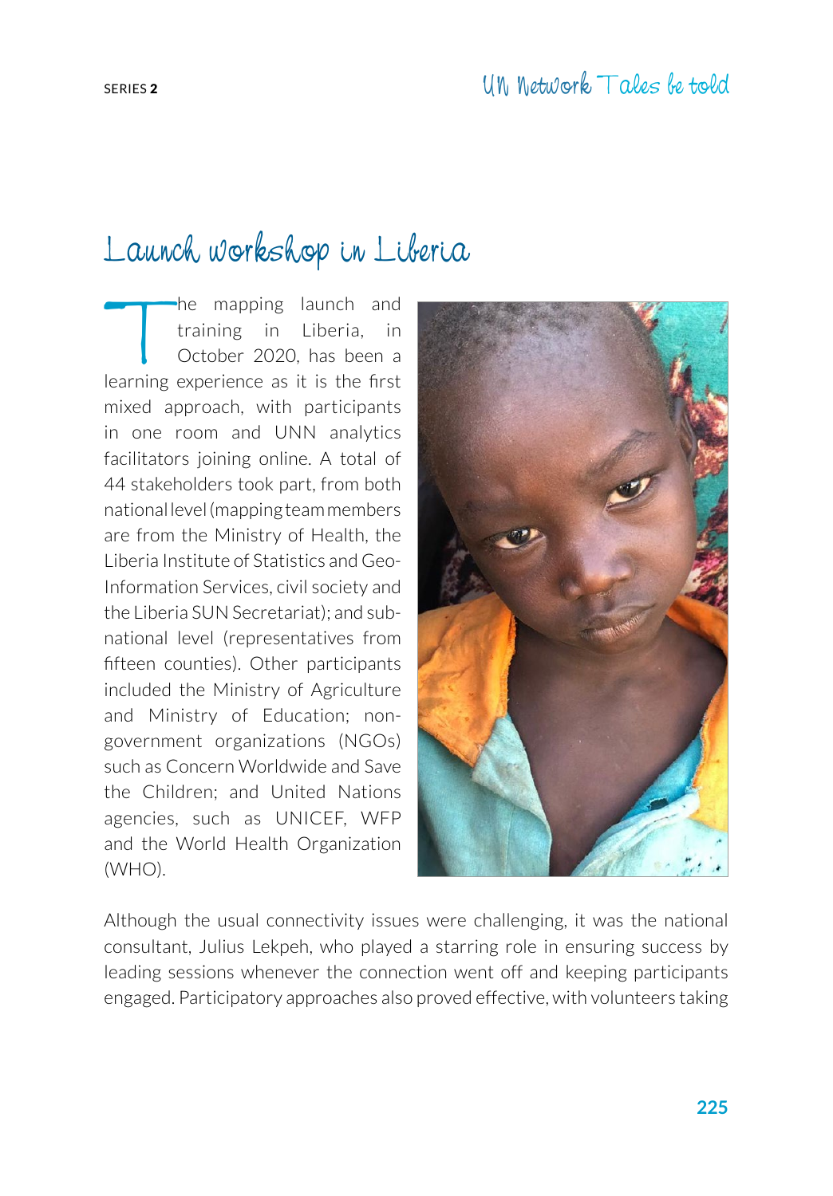# Launch workshop in Liberia

The mapping launch and training in Liberia, in October 2020, has been a learning experience as it is the first mixed approach, with participants in one room and UNN analytics facilitators joining online. A total of 44 stakeholders took part, from both national level (mapping team members are from the Ministry of Health, the Liberia Institute of Statistics and Geo-Information Services, civil society and the Liberia SUN Secretariat); and sub-national level (representatives from fifteen counties). Other participants included the Ministry of Agriculture and Ministry of Education; non-government organizations (NGOs) such as Concern Worldwide and Save the Children; and United Nations agencies, such as UNICEF, WFP and the World Health Organization (WHO).

Although the usual connectivity issues were challenging, it was the national consultant, Julius Lekpeh, who played a starring role in ensuring success by leading sessions whenever the connection went off and keeping participants engaged. Participatory approaches also proved effective, with volunteers taking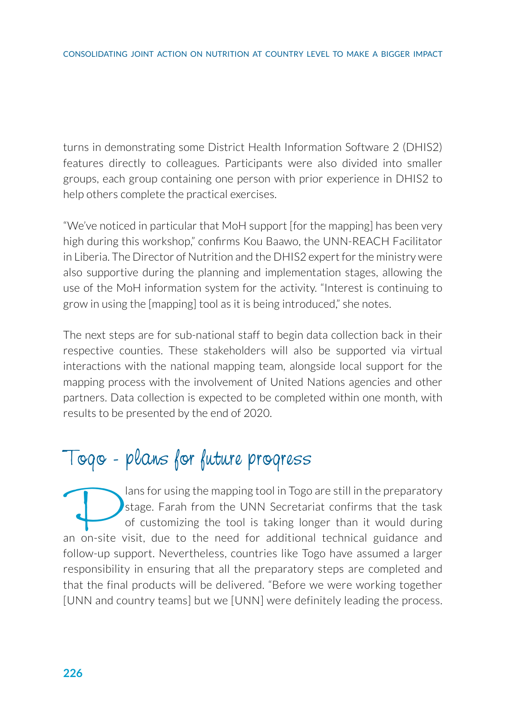turns in demonstrating some District Health Information Software 2 (DHIS2) features directly to colleagues. Participants were also divided into smaller groups, each group containing one person with prior experience in DHIS2 to help others complete the practical exercises.

"We've noticed in particular that MoH support [for the mapping] has been very high during this workshop," confirms Kou Baawo, the UNN-REACH Facilitator in Liberia. The Director of Nutrition and the DHIS2 expert for the ministry were also supportive during the planning and implementation stages, allowing the use of the MoH information system for the activity. "Interest is continuing to grow in using the [mapping] tool as it is being introduced," she notes.

The next steps are for sub-national staff to begin data collection back in their respective counties. These stakeholders will also be supported via virtual interactions with the national mapping team, alongside local support for the mapping process with the involvement of United Nations agencies and other partners. Data collection is expected to be completed within one month, with results to be presented by the end of 2020.

## Togo - plans for future progress

Plans for using the mapping tool in Togo are still in the preparatory stage. Farah from the UNN Secretariat confirms that the task of customizing the tool is taking longer than it would during an on-site visit, due to the need for additional technical guidance and follow-up support. Nevertheless, countries like Togo have assumed a larger responsibility in ensuring that all the preparatory steps are completed and that the final products will be delivered. "Before we were working together [UNN and country teams] but we [UNN] were definitely leading the process.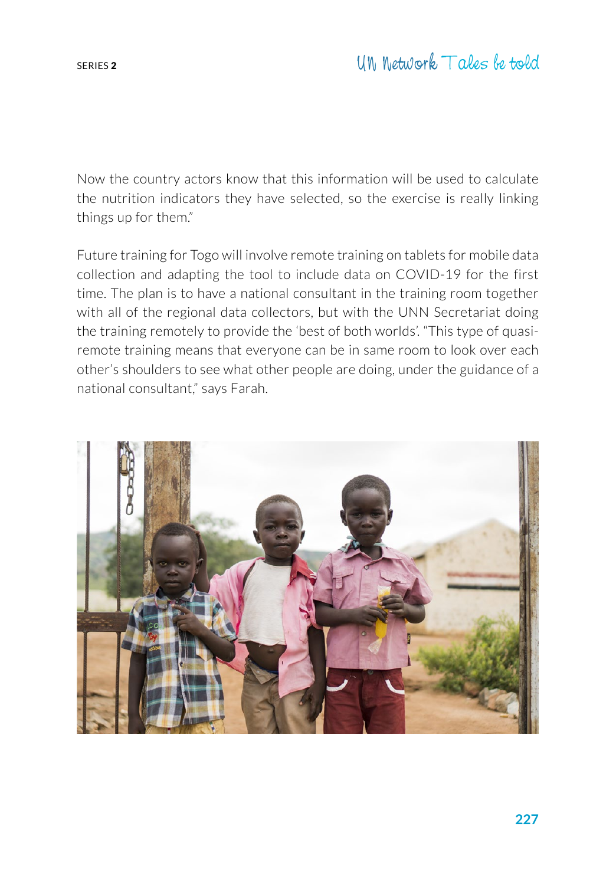Now the country actors know that this information will be used to calculate the nutrition indicators they have selected, so the exercise is really linking things up for them."

Future training for Togo will involve remote training on tablets for mobile data collection and adapting the tool to include data on COVID-19 for the first time. The plan is to have a national consultant in the training room together with all of the regional data collectors, but with the UNN Secretariat doing the training remotely to provide the 'best of both worlds'. "This type of quasi-remote training means that everyone can be in same room to look over each other's shoulders to see what other people are doing, under the guidance of a national consultant," says Farah.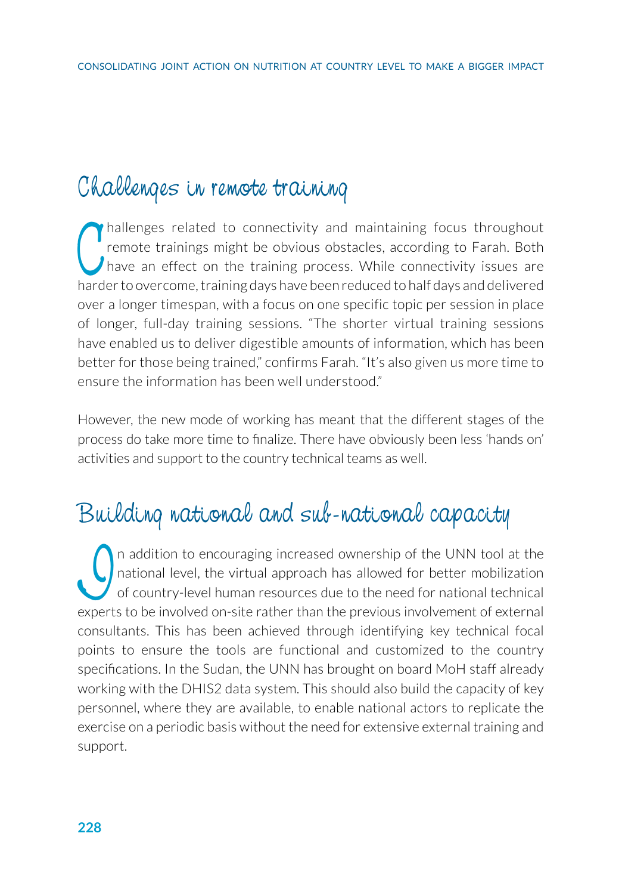## Challenges in remote training

Challenges related to connectivity and maintaining focus throughout remote trainings might be obvious obstacles, according to Farah. Both have an effect on the training process. While connectivity issues are harder to overcome, training days have been reduced to half days and delivered over a longer timespan, with a focus on one specific topic per session in place of longer, full-day training sessions. "The shorter virtual training sessions have enabled us to deliver digestible amounts of information, which has been better for those being trained," confirms Farah. "It's also given us more time to ensure the information has been well understood."

However, the new mode of working has meant that the different stages of the process do take more time to finalize. There have obviously been less 'hands on' activities and support to the country technical teams as well.

## Building national and sub-national capacity

In addition to encouraging increased ownership of the UNN tool at the national level, the virtual approach has allowed for better mobilization of country-level human resources due to the need for national technical experts to be involved on-site rather than the previous involvement of external consultants. This has been achieved through identifying key technical focal points to ensure the tools are functional and customized to the country specifications. In the Sudan, the UNN has brought on board MoH staff already working with the DHIS2 data system. This should also build the capacity of key personnel, where they are available, to enable national actors to replicate the exercise on a periodic basis without the need for extensive external training and support.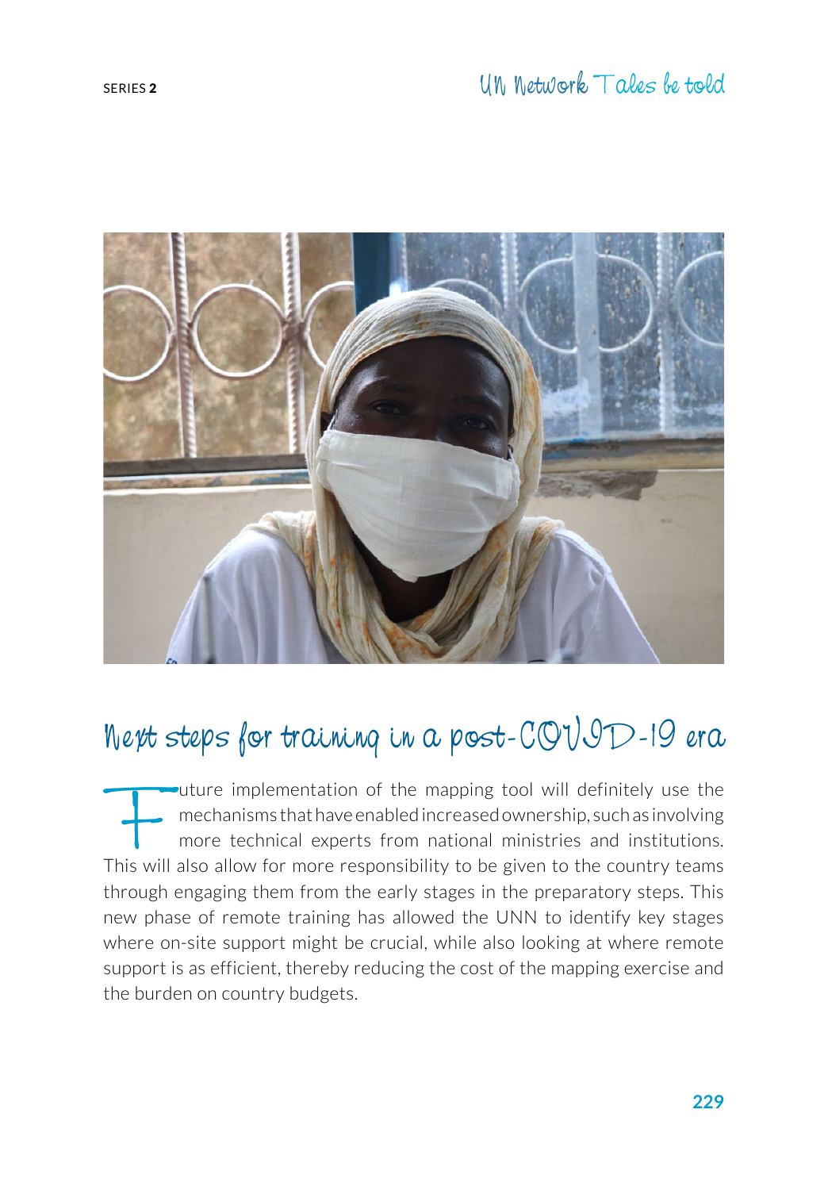## Next steps for training in a post-COVID-19 era

Future implementation of the mapping tool will definitely use the mechanisms that have enabled increased ownership, such as involving more technical experts from national ministries and institutions. This will also allow for more responsibility to be given to the country teams through engaging them from the early stages in the preparatory steps. This new phase of remote training has allowed the UNN to identify key stages where on-site support might be crucial, while also looking at where remote support is as efficient, thereby reducing the cost of the mapping exercise and the burden on country budgets.